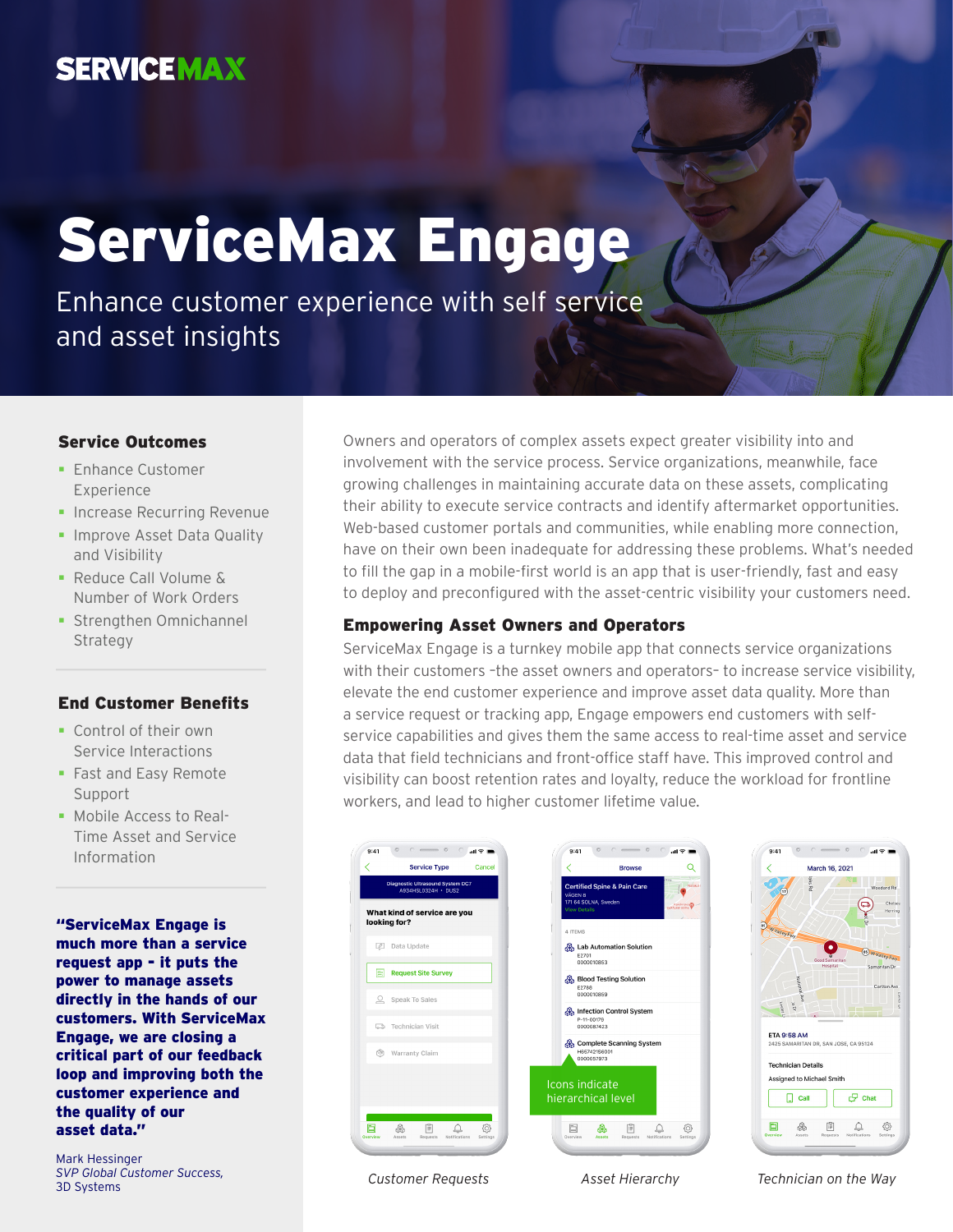SERVICEMAX

# ServiceMax Engage

Enhance customer experience with self service and asset insights

### Service Outcomes

- Enhance Customer Experience
- Increase Recurring Revenue
- Improve Asset Data Quality and Visibility
- Reduce Call Volume & Number of Work Orders
- Strengthen Omnichannel Strategy

### End Customer Benefits

- Control of their own Service Interactions
- Fast and Easy Remote Support
- Mobile Access to Real-Time Asset and Service Information

**"ServiceMax Engage is much more than a service request app - it puts the power to manage assets directly in the hands of our customers. With ServiceMax Engage, we are closing a critical part of our feedback loop and improving both the customer experience and the quality of our asset data."**

Mark Hessinger
*SVP Global Customer Success,*
3D Systems

Owners and operators of complex assets expect greater visibility into and involvement with the service process. Service organizations, meanwhile, face growing challenges in maintaining accurate data on these assets, complicating their ability to execute service contracts and identify aftermarket opportunities. Web-based customer portals and communities, while enabling more connection, have on their own been inadequate for addressing these problems. What's needed to fill the gap in a mobile-first world is an app that is user-friendly, fast and easy to deploy and preconfigured with the asset-centric visibility your customers need.

### Empowering Asset Owners and Operators

ServiceMax Engage is a turnkey mobile app that connects service organizations with their customers -the asset owners and operators- to increase service visibility, elevate the end customer experience and improve asset data quality. More than a service request or tracking app, Engage empowers end customers with self-service capabilities and gives them the same access to real-time asset and service data that field technicians and front-office staff have. This improved control and visibility can boost retention rates and loyalty, reduce the workload for frontline workers, and lead to higher customer lifetime value.

*Customer Requests*

Icons indicate hierarchical level

*Asset Hierarchy*

*Technician on the Way*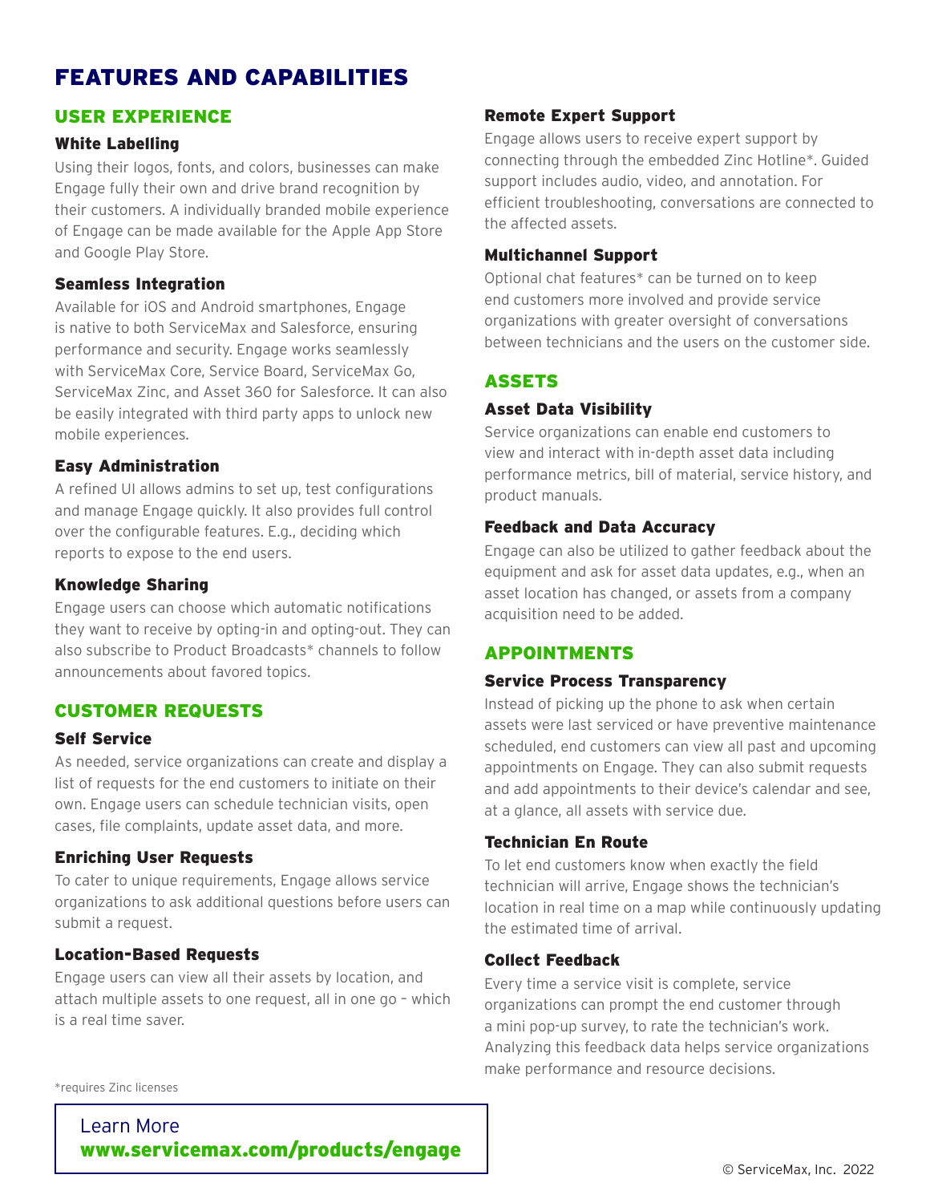# FEATURES AND CAPABILITIES

## USER EXPERIENCE

### White Labelling

Using their logos, fonts, and colors, businesses can make Engage fully their own and drive brand recognition by their customers. A individually branded mobile experience of Engage can be made available for the Apple App Store and Google Play Store.

### Seamless Integration

Available for iOS and Android smartphones, Engage is native to both ServiceMax and Salesforce, ensuring performance and security. Engage works seamlessly with ServiceMax Core, Service Board, ServiceMax Go, ServiceMax Zinc, and Asset 360 for Salesforce. It can also be easily integrated with third party apps to unlock new mobile experiences.

### Easy Administration

A refined UI allows admins to set up, test configurations and manage Engage quickly. It also provides full control over the configurable features. E.g., deciding which reports to expose to the end users.

### Knowledge Sharing

Engage users can choose which automatic notifications they want to receive by opting-in and opting-out. They can also subscribe to Product Broadcasts* channels to follow announcements about favored topics.

## CUSTOMER REQUESTS

### Self Service

As needed, service organizations can create and display a list of requests for the end customers to initiate on their own. Engage users can schedule technician visits, open cases, file complaints, update asset data, and more.

### Enriching User Requests

To cater to unique requirements, Engage allows service organizations to ask additional questions before users can submit a request.

### Location-Based Requests

Engage users can view all their assets by location, and attach multiple assets to one request, all in one go – which is a real time saver.

### Remote Expert Support

Engage allows users to receive expert support by connecting through the embedded Zinc Hotline*. Guided support includes audio, video, and annotation. For efficient troubleshooting, conversations are connected to the affected assets.

### Multichannel Support

Optional chat features* can be turned on to keep end customers more involved and provide service organizations with greater oversight of conversations between technicians and the users on the customer side.

## ASSETS

### Asset Data Visibility

Service organizations can enable end customers to view and interact with in-depth asset data including performance metrics, bill of material, service history, and product manuals.

### Feedback and Data Accuracy

Engage can also be utilized to gather feedback about the equipment and ask for asset data updates, e.g., when an asset location has changed, or assets from a company acquisition need to be added.

## APPOINTMENTS

### Service Process Transparency

Instead of picking up the phone to ask when certain assets were last serviced or have preventive maintenance scheduled, end customers can view all past and upcoming appointments on Engage. They can also submit requests and add appointments to their device's calendar and see, at a glance, all assets with service due.

### Technician En Route

To let end customers know when exactly the field technician will arrive, Engage shows the technician's location in real time on a map while continuously updating the estimated time of arrival.

### Collect Feedback

Every time a service visit is complete, service organizations can prompt the end customer through a mini pop-up survey, to rate the technician's work. Analyzing this feedback data helps service organizations make performance and resource decisions.

*requires Zinc licenses

Learn More
**www.servicemax.com/products/engage**

© ServiceMax, Inc. 2022